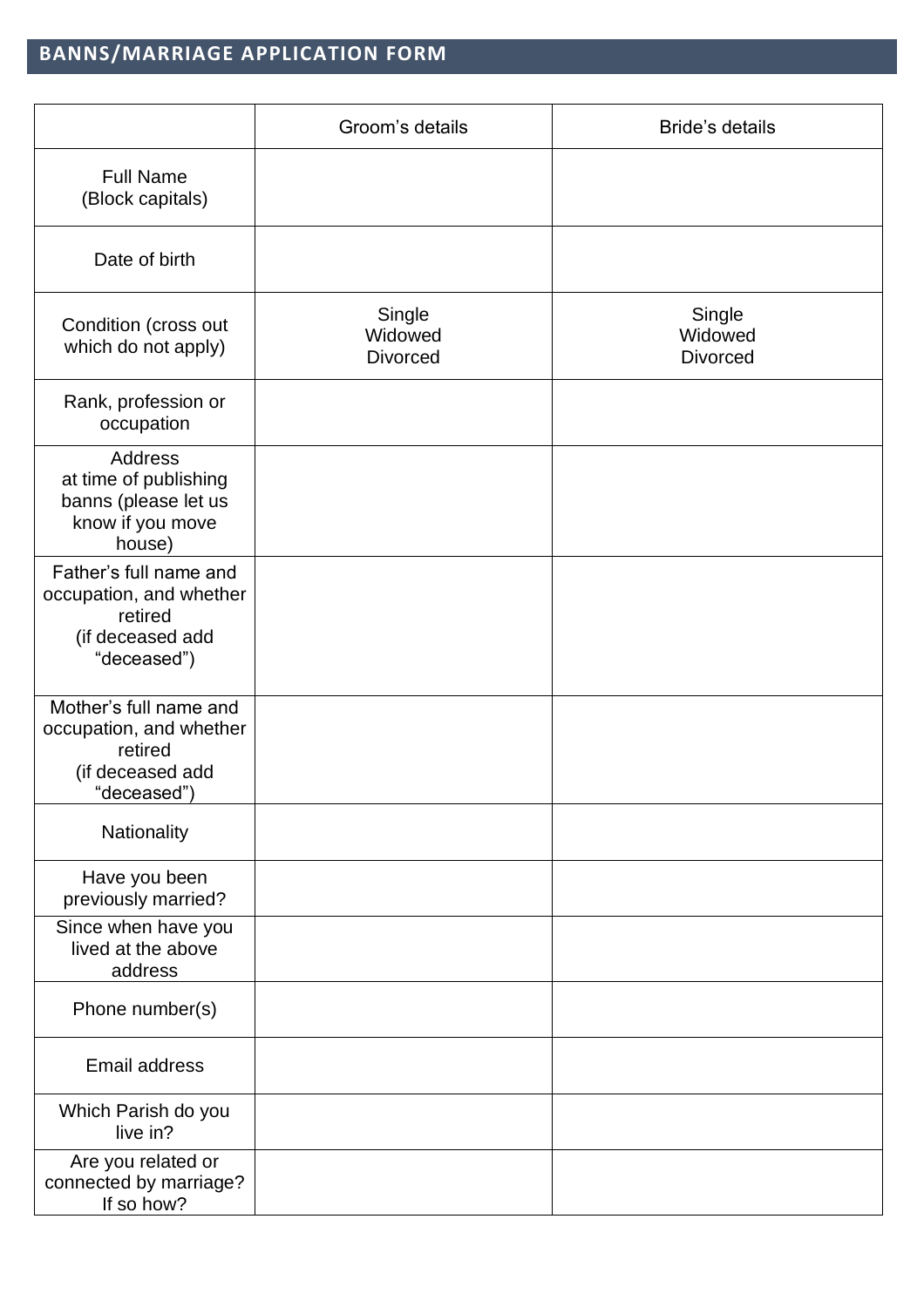## BANNS/MARRIAGE APPLICATION FORM

| | Groom's details | Bride's details |
|---|---|---|
| Full Name (Block capitals) | | |
| Date of birth | | |
| Condition (cross out which do not apply) | Single<br>Widowed<br>Divorced | Single<br>Widowed<br>Divorced |
| Rank, profession or occupation | | |
| Address at time of publishing banns (please let us know if you move house) | | |
| Father's full name and occupation, and whether retired (if deceased add "deceased") | | |
| Mother's full name and occupation, and whether retired (if deceased add "deceased") | | |
| Nationality | | |
| Have you been previously married? | | |
| Since when have you lived at the above address | | |
| Phone number(s) | | |
| Email address | | |
| Which Parish do you live in? | | |
| Are you related or connected by marriage? If so how? | | |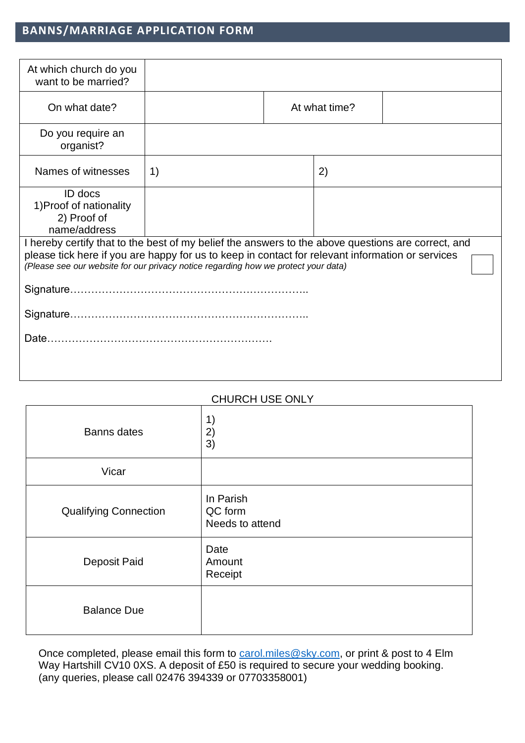## BANNS/MARRIAGE APPLICATION FORM

| | | | |
|---|---|---|---|
| At which church do you want to be married? | | | |
| On what date? | | At what time? | |
| Do you require an organist? | | | |
| Names of witnesses | 1) | 2) | |
| ID docs<br>1)Proof of nationality<br>2) Proof of name/address | | | |

I hereby certify that to the best of my belief the answers to the above questions are correct, and please tick here if you are happy for us to keep in contact for relevant information or services ☐

*(Please see our website for our privacy notice regarding how we protect your data)*

Signature…………………………………………………………..

Signature…………………………………………………………..

Date………………………………………………………

CHURCH USE ONLY

| | |
|---|---|
| Banns dates | 1)<br>2)<br>3) |
| Vicar | |
| Qualifying Connection | In Parish<br>QC form<br>Needs to attend |
| Deposit Paid | Date<br>Amount<br>Receipt |
| Balance Due | |

Once completed, please email this form to carol.miles@sky.com, or print & post to 4 Elm Way Hartshill CV10 0XS. A deposit of £50 is required to secure your wedding booking. (any queries, please call 02476 394339 or 07703358001)